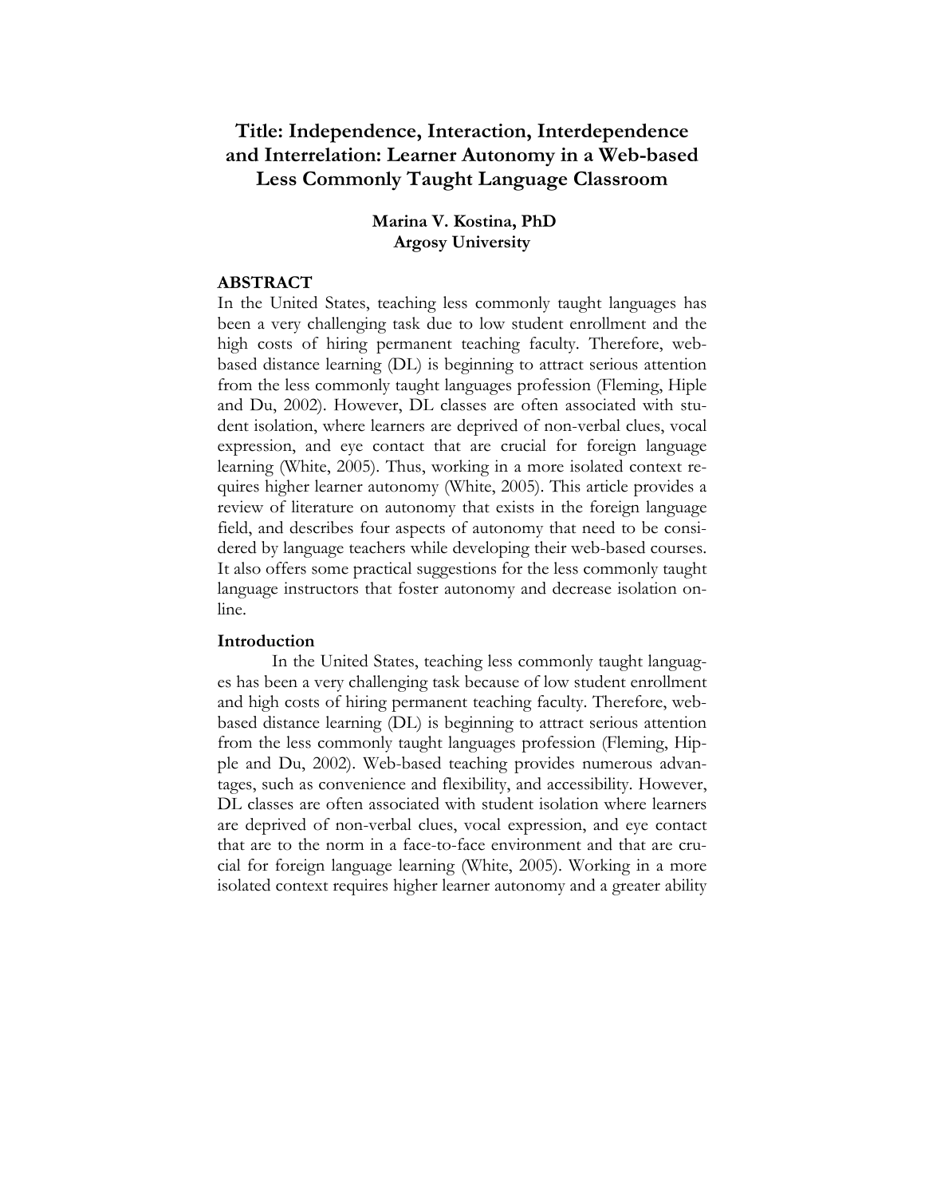# Title: Independence, Interaction, Interdependence and Interrelation: Learner Autonomy in a Web-based Less Commonly Taught Language Classroom

**Marina V. Kostina, PhD**
**Argosy University**

## ABSTRACT

In the United States, teaching less commonly taught languages has been a very challenging task due to low student enrollment and the high costs of hiring permanent teaching faculty. Therefore, web-based distance learning (DL) is beginning to attract serious attention from the less commonly taught languages profession (Fleming, Hiple and Du, 2002). However, DL classes are often associated with student isolation, where learners are deprived of non-verbal clues, vocal expression, and eye contact that are crucial for foreign language learning (White, 2005). Thus, working in a more isolated context requires higher learner autonomy (White, 2005). This article provides a review of literature on autonomy that exists in the foreign language field, and describes four aspects of autonomy that need to be considered by language teachers while developing their web-based courses. It also offers some practical suggestions for the less commonly taught language instructors that foster autonomy and decrease isolation online.

## Introduction

In the United States, teaching less commonly taught languages has been a very challenging task because of low student enrollment and high costs of hiring permanent teaching faculty. Therefore, web-based distance learning (DL) is beginning to attract serious attention from the less commonly taught languages profession (Fleming, Hipple and Du, 2002). Web-based teaching provides numerous advantages, such as convenience and flexibility, and accessibility. However, DL classes are often associated with student isolation where learners are deprived of non-verbal clues, vocal expression, and eye contact that are to the norm in a face-to-face environment and that are crucial for foreign language learning (White, 2005). Working in a more isolated context requires higher learner autonomy and a greater ability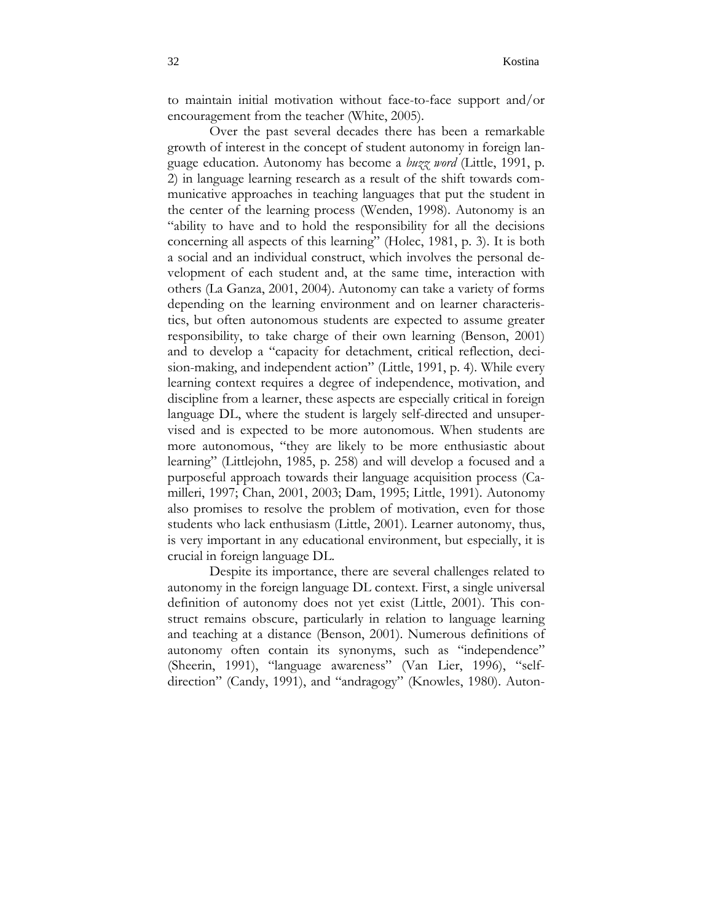to maintain initial motivation without face-to-face support and/or encouragement from the teacher (White, 2005).

Over the past several decades there has been a remarkable growth of interest in the concept of student autonomy in foreign language education. Autonomy has become a *buzz word* (Little, 1991, p. 2) in language learning research as a result of the shift towards communicative approaches in teaching languages that put the student in the center of the learning process (Wenden, 1998). Autonomy is an "ability to have and to hold the responsibility for all the decisions concerning all aspects of this learning" (Holec, 1981, p. 3). It is both a social and an individual construct, which involves the personal development of each student and, at the same time, interaction with others (La Ganza, 2001, 2004). Autonomy can take a variety of forms depending on the learning environment and on learner characteristics, but often autonomous students are expected to assume greater responsibility, to take charge of their own learning (Benson, 2001) and to develop a "capacity for detachment, critical reflection, decision-making, and independent action" (Little, 1991, p. 4). While every learning context requires a degree of independence, motivation, and discipline from a learner, these aspects are especially critical in foreign language DL, where the student is largely self-directed and unsupervised and is expected to be more autonomous. When students are more autonomous, "they are likely to be more enthusiastic about learning" (Littlejohn, 1985, p. 258) and will develop a focused and a purposeful approach towards their language acquisition process (Camilleri, 1997; Chan, 2001, 2003; Dam, 1995; Little, 1991). Autonomy also promises to resolve the problem of motivation, even for those students who lack enthusiasm (Little, 2001). Learner autonomy, thus, is very important in any educational environment, but especially, it is crucial in foreign language DL.

Despite its importance, there are several challenges related to autonomy in the foreign language DL context. First, a single universal definition of autonomy does not yet exist (Little, 2001). This construct remains obscure, particularly in relation to language learning and teaching at a distance (Benson, 2001). Numerous definitions of autonomy often contain its synonyms, such as "independence" (Sheerin, 1991), "language awareness" (Van Lier, 1996), "self-direction" (Candy, 1991), and "andragogy" (Knowles, 1980). Auton-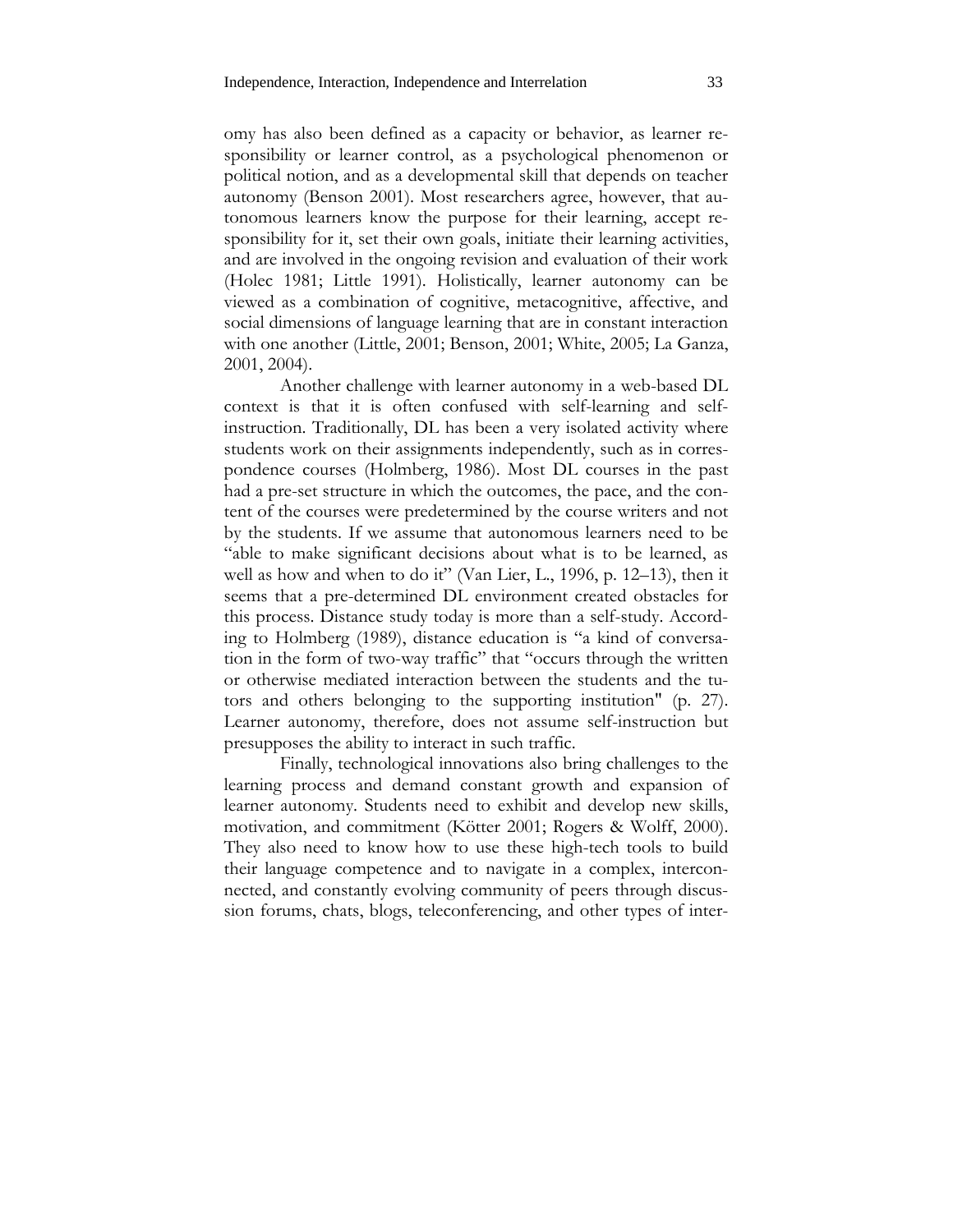omy has also been defined as a capacity or behavior, as learner responsibility or learner control, as a psychological phenomenon or political notion, and as a developmental skill that depends on teacher autonomy (Benson 2001). Most researchers agree, however, that autonomous learners know the purpose for their learning, accept responsibility for it, set their own goals, initiate their learning activities, and are involved in the ongoing revision and evaluation of their work (Holec 1981; Little 1991). Holistically, learner autonomy can be viewed as a combination of cognitive, metacognitive, affective, and social dimensions of language learning that are in constant interaction with one another (Little, 2001; Benson, 2001; White, 2005; La Ganza, 2001, 2004).

Another challenge with learner autonomy in a web-based DL context is that it is often confused with self-learning and self-instruction. Traditionally, DL has been a very isolated activity where students work on their assignments independently, such as in correspondence courses (Holmberg, 1986). Most DL courses in the past had a pre-set structure in which the outcomes, the pace, and the content of the courses were predetermined by the course writers and not by the students. If we assume that autonomous learners need to be "able to make significant decisions about what is to be learned, as well as how and when to do it" (Van Lier, L., 1996, p. 12–13), then it seems that a pre-determined DL environment created obstacles for this process. Distance study today is more than a self-study. According to Holmberg (1989), distance education is "a kind of conversation in the form of two-way traffic" that "occurs through the written or otherwise mediated interaction between the students and the tutors and others belonging to the supporting institution" (p. 27). Learner autonomy, therefore, does not assume self-instruction but presupposes the ability to interact in such traffic.

Finally, technological innovations also bring challenges to the learning process and demand constant growth and expansion of learner autonomy. Students need to exhibit and develop new skills, motivation, and commitment (Kötter 2001; Rogers & Wolff, 2000). They also need to know how to use these high-tech tools to build their language competence and to navigate in a complex, interconnected, and constantly evolving community of peers through discussion forums, chats, blogs, teleconferencing, and other types of inter-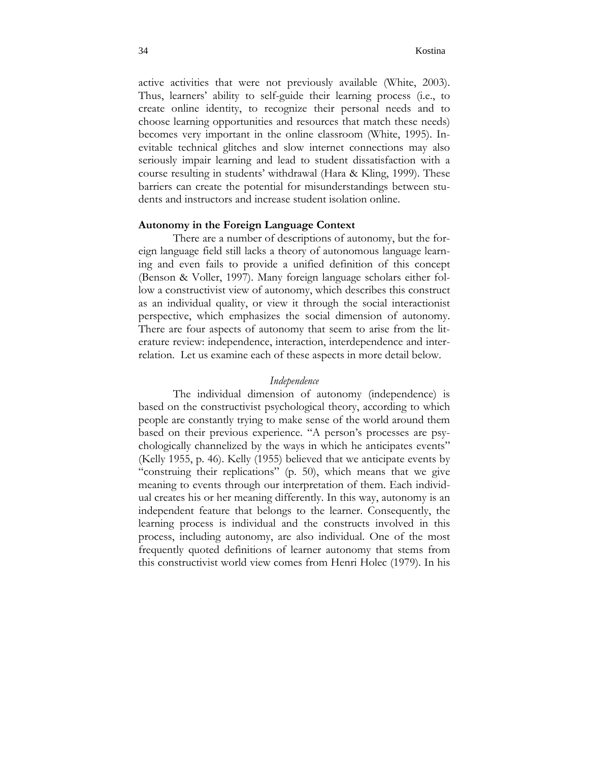active activities that were not previously available (White, 2003). Thus, learners' ability to self-guide their learning process (i.e., to create online identity, to recognize their personal needs and to choose learning opportunities and resources that match these needs) becomes very important in the online classroom (White, 1995). Inevitable technical glitches and slow internet connections may also seriously impair learning and lead to student dissatisfaction with a course resulting in students' withdrawal (Hara & Kling, 1999). These barriers can create the potential for misunderstandings between students and instructors and increase student isolation online.

## Autonomy in the Foreign Language Context

There are a number of descriptions of autonomy, but the foreign language field still lacks a theory of autonomous language learning and even fails to provide a unified definition of this concept (Benson & Voller, 1997). Many foreign language scholars either follow a constructivist view of autonomy, which describes this construct as an individual quality, or view it through the social interactionist perspective, which emphasizes the social dimension of autonomy. There are four aspects of autonomy that seem to arise from the literature review: independence, interaction, interdependence and interrelation. Let us examine each of these aspects in more detail below.

### *Independence*

The individual dimension of autonomy (independence) is based on the constructivist psychological theory, according to which people are constantly trying to make sense of the world around them based on their previous experience. "A person's processes are psychologically channelized by the ways in which he anticipates events" (Kelly 1955, p. 46). Kelly (1955) believed that we anticipate events by "construing their replications" (p. 50), which means that we give meaning to events through our interpretation of them. Each individual creates his or her meaning differently. In this way, autonomy is an independent feature that belongs to the learner. Consequently, the learning process is individual and the constructs involved in this process, including autonomy, are also individual. One of the most frequently quoted definitions of learner autonomy that stems from this constructivist world view comes from Henri Holec (1979). In his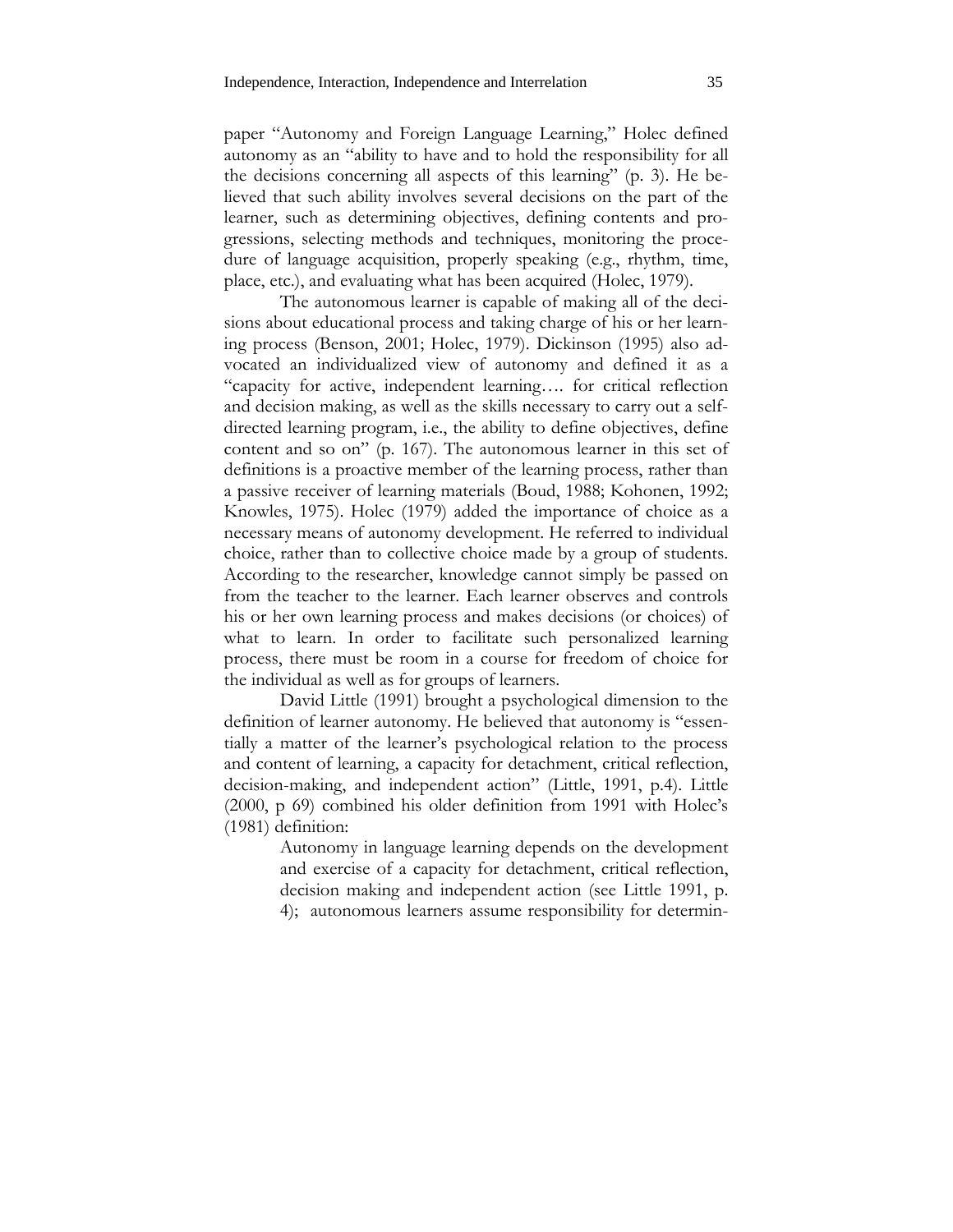paper "Autonomy and Foreign Language Learning," Holec defined autonomy as an "ability to have and to hold the responsibility for all the decisions concerning all aspects of this learning" (p. 3). He believed that such ability involves several decisions on the part of the learner, such as determining objectives, defining contents and progressions, selecting methods and techniques, monitoring the procedure of language acquisition, properly speaking (e.g., rhythm, time, place, etc.), and evaluating what has been acquired (Holec, 1979).

The autonomous learner is capable of making all of the decisions about educational process and taking charge of his or her learning process (Benson, 2001; Holec, 1979). Dickinson (1995) also advocated an individualized view of autonomy and defined it as a "capacity for active, independent learning…. for critical reflection and decision making, as well as the skills necessary to carry out a self-directed learning program, i.e., the ability to define objectives, define content and so on" (p. 167). The autonomous learner in this set of definitions is a proactive member of the learning process, rather than a passive receiver of learning materials (Boud, 1988; Kohonen, 1992; Knowles, 1975). Holec (1979) added the importance of choice as a necessary means of autonomy development. He referred to individual choice, rather than to collective choice made by a group of students. According to the researcher, knowledge cannot simply be passed on from the teacher to the learner. Each learner observes and controls his or her own learning process and makes decisions (or choices) of what to learn. In order to facilitate such personalized learning process, there must be room in a course for freedom of choice for the individual as well as for groups of learners.

David Little (1991) brought a psychological dimension to the definition of learner autonomy. He believed that autonomy is "essentially a matter of the learner's psychological relation to the process and content of learning, a capacity for detachment, critical reflection, decision-making, and independent action" (Little, 1991, p.4). Little (2000, p 69) combined his older definition from 1991 with Holec's (1981) definition:

> Autonomy in language learning depends on the development and exercise of a capacity for detachment, critical reflection, decision making and independent action (see Little 1991, p. 4); autonomous learners assume responsibility for determin-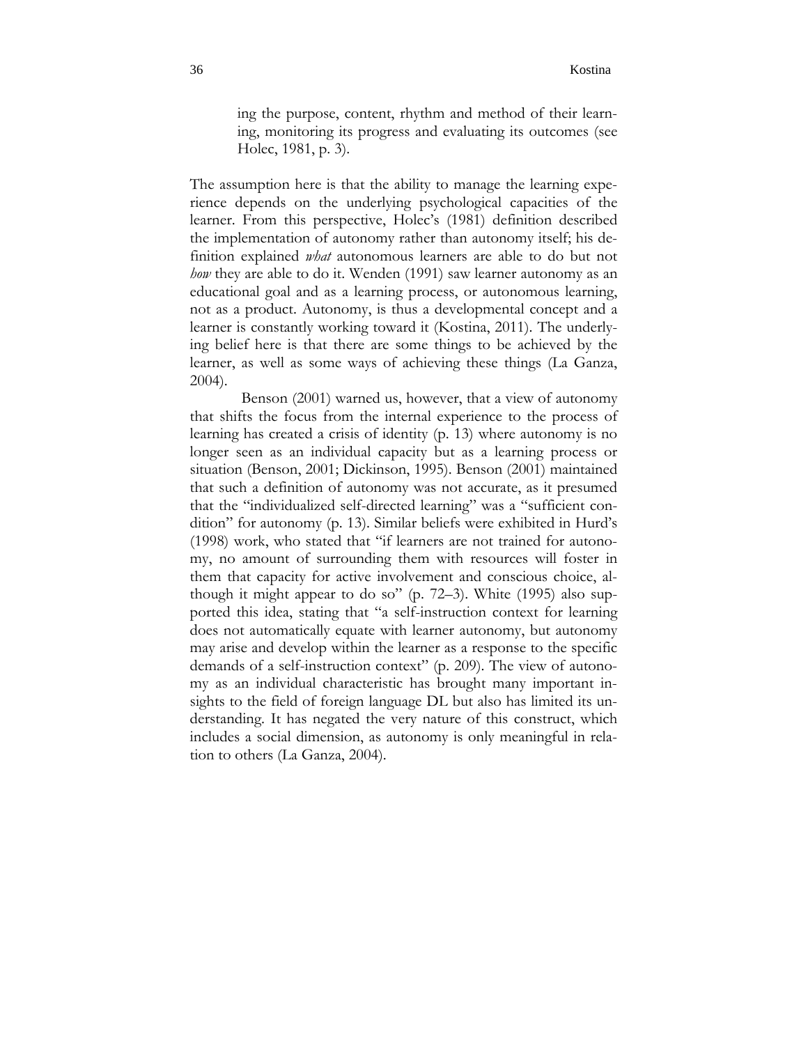ing the purpose, content, rhythm and method of their learning, monitoring its progress and evaluating its outcomes (see Holec, 1981, p. 3).

The assumption here is that the ability to manage the learning experience depends on the underlying psychological capacities of the learner. From this perspective, Holec's (1981) definition described the implementation of autonomy rather than autonomy itself; his definition explained *what* autonomous learners are able to do but not *how* they are able to do it. Wenden (1991) saw learner autonomy as an educational goal and as a learning process, or autonomous learning, not as a product. Autonomy, is thus a developmental concept and a learner is constantly working toward it (Kostina, 2011). The underlying belief here is that there are some things to be achieved by the learner, as well as some ways of achieving these things (La Ganza, 2004).

Benson (2001) warned us, however, that a view of autonomy that shifts the focus from the internal experience to the process of learning has created a crisis of identity (p. 13) where autonomy is no longer seen as an individual capacity but as a learning process or situation (Benson, 2001; Dickinson, 1995). Benson (2001) maintained that such a definition of autonomy was not accurate, as it presumed that the "individualized self-directed learning" was a "sufficient condition" for autonomy (p. 13). Similar beliefs were exhibited in Hurd's (1998) work, who stated that "if learners are not trained for autonomy, no amount of surrounding them with resources will foster in them that capacity for active involvement and conscious choice, although it might appear to do so" (p. 72–3). White (1995) also supported this idea, stating that "a self-instruction context for learning does not automatically equate with learner autonomy, but autonomy may arise and develop within the learner as a response to the specific demands of a self-instruction context" (p. 209). The view of autonomy as an individual characteristic has brought many important insights to the field of foreign language DL but also has limited its understanding. It has negated the very nature of this construct, which includes a social dimension, as autonomy is only meaningful in relation to others (La Ganza, 2004).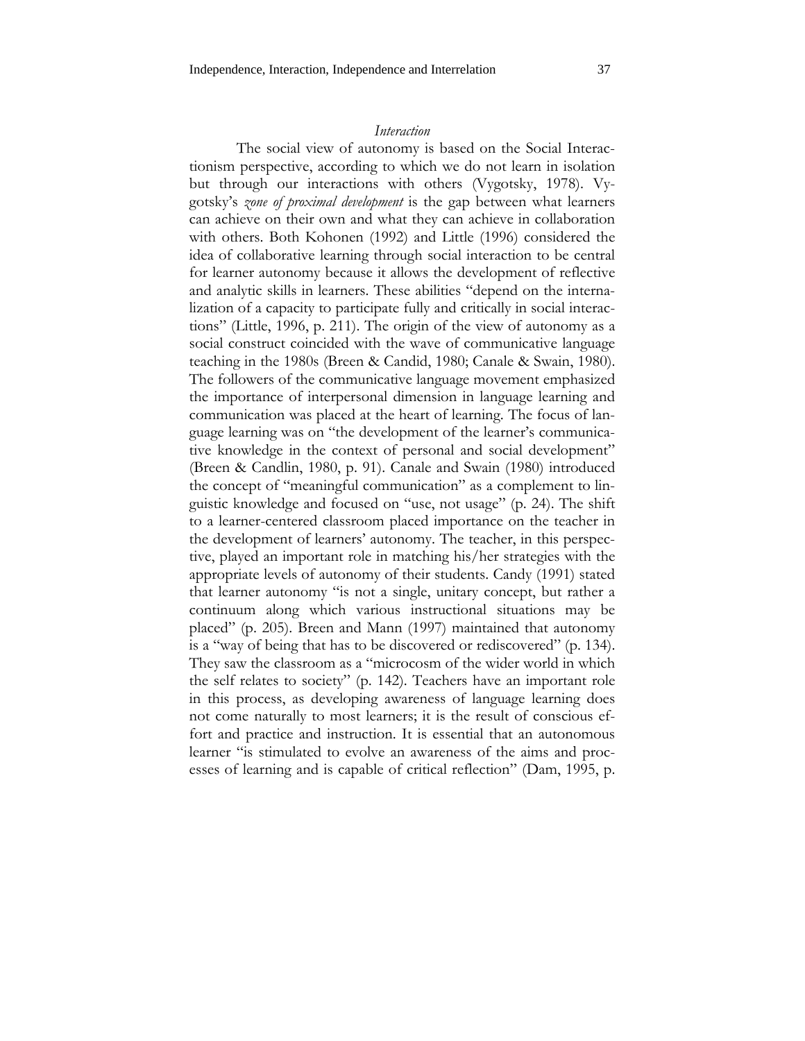### *Interaction*

The social view of autonomy is based on the Social Interactionism perspective, according to which we do not learn in isolation but through our interactions with others (Vygotsky, 1978). Vygotsky's *zone of proximal development* is the gap between what learners can achieve on their own and what they can achieve in collaboration with others. Both Kohonen (1992) and Little (1996) considered the idea of collaborative learning through social interaction to be central for learner autonomy because it allows the development of reflective and analytic skills in learners. These abilities "depend on the internalization of a capacity to participate fully and critically in social interactions" (Little, 1996, p. 211). The origin of the view of autonomy as a social construct coincided with the wave of communicative language teaching in the 1980s (Breen & Candid, 1980; Canale & Swain, 1980). The followers of the communicative language movement emphasized the importance of interpersonal dimension in language learning and communication was placed at the heart of learning. The focus of language learning was on "the development of the learner's communicative knowledge in the context of personal and social development" (Breen & Candlin, 1980, p. 91). Canale and Swain (1980) introduced the concept of "meaningful communication" as a complement to linguistic knowledge and focused on "use, not usage" (p. 24). The shift to a learner-centered classroom placed importance on the teacher in the development of learners' autonomy. The teacher, in this perspective, played an important role in matching his/her strategies with the appropriate levels of autonomy of their students. Candy (1991) stated that learner autonomy "is not a single, unitary concept, but rather a continuum along which various instructional situations may be placed" (p. 205). Breen and Mann (1997) maintained that autonomy is a "way of being that has to be discovered or rediscovered" (p. 134). They saw the classroom as a "microcosm of the wider world in which the self relates to society" (p. 142). Teachers have an important role in this process, as developing awareness of language learning does not come naturally to most learners; it is the result of conscious effort and practice and instruction. It is essential that an autonomous learner "is stimulated to evolve an awareness of the aims and processes of learning and is capable of critical reflection" (Dam, 1995, p.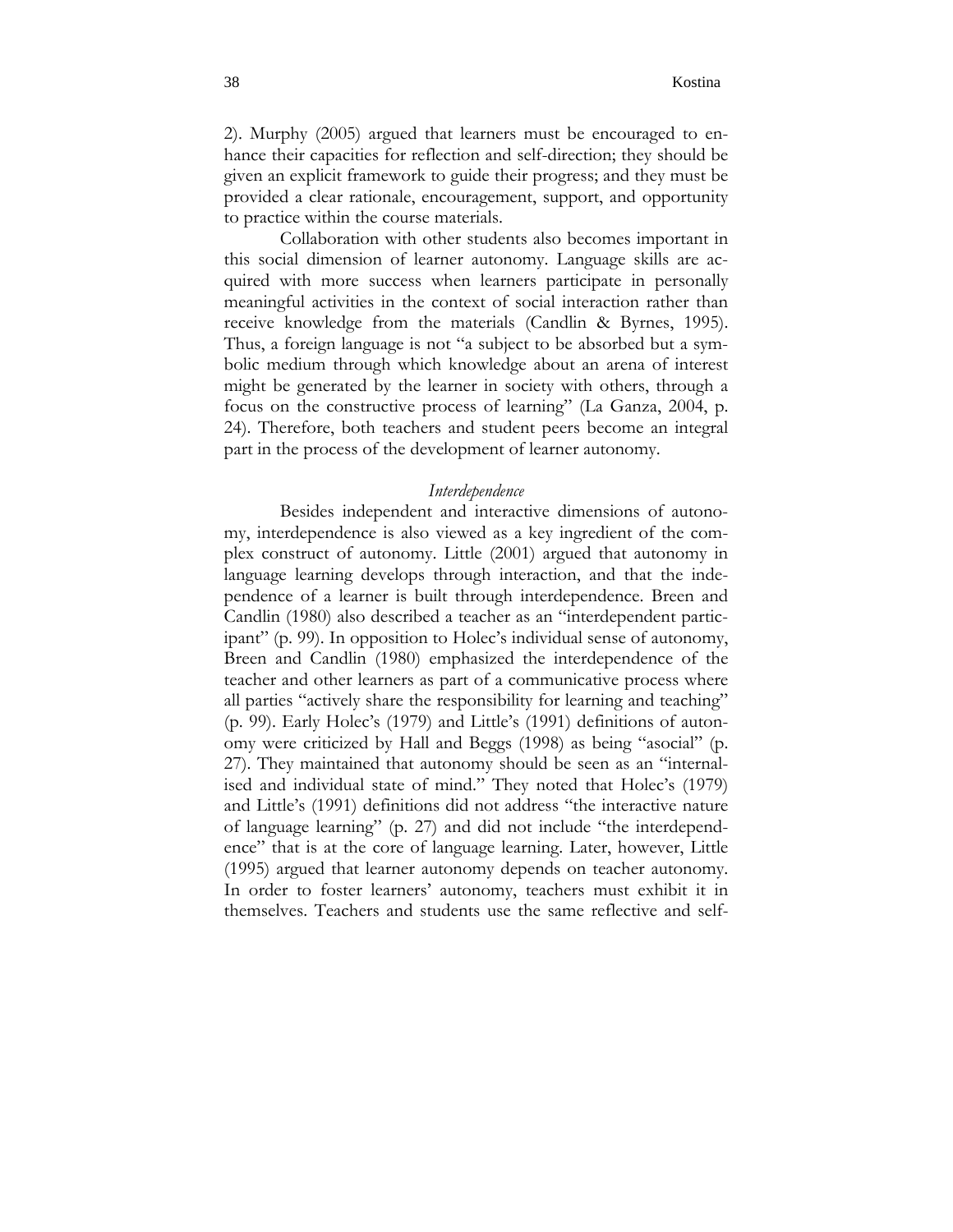2). Murphy (2005) argued that learners must be encouraged to enhance their capacities for reflection and self-direction; they should be given an explicit framework to guide their progress; and they must be provided a clear rationale, encouragement, support, and opportunity to practice within the course materials.

Collaboration with other students also becomes important in this social dimension of learner autonomy. Language skills are acquired with more success when learners participate in personally meaningful activities in the context of social interaction rather than receive knowledge from the materials (Candlin & Byrnes, 1995). Thus, a foreign language is not "a subject to be absorbed but a symbolic medium through which knowledge about an arena of interest might be generated by the learner in society with others, through a focus on the constructive process of learning" (La Ganza, 2004, p. 24). Therefore, both teachers and student peers become an integral part in the process of the development of learner autonomy.

### *Interdependence*

Besides independent and interactive dimensions of autonomy, interdependence is also viewed as a key ingredient of the complex construct of autonomy. Little (2001) argued that autonomy in language learning develops through interaction, and that the independence of a learner is built through interdependence. Breen and Candlin (1980) also described a teacher as an "interdependent participant" (p. 99). In opposition to Holec's individual sense of autonomy, Breen and Candlin (1980) emphasized the interdependence of the teacher and other learners as part of a communicative process where all parties "actively share the responsibility for learning and teaching" (p. 99). Early Holec's (1979) and Little's (1991) definitions of autonomy were criticized by Hall and Beggs (1998) as being "asocial" (p. 27). They maintained that autonomy should be seen as an "internalised and individual state of mind." They noted that Holec's (1979) and Little's (1991) definitions did not address "the interactive nature of language learning" (p. 27) and did not include "the interdependence" that is at the core of language learning. Later, however, Little (1995) argued that learner autonomy depends on teacher autonomy. In order to foster learners' autonomy, teachers must exhibit it in themselves. Teachers and students use the same reflective and self-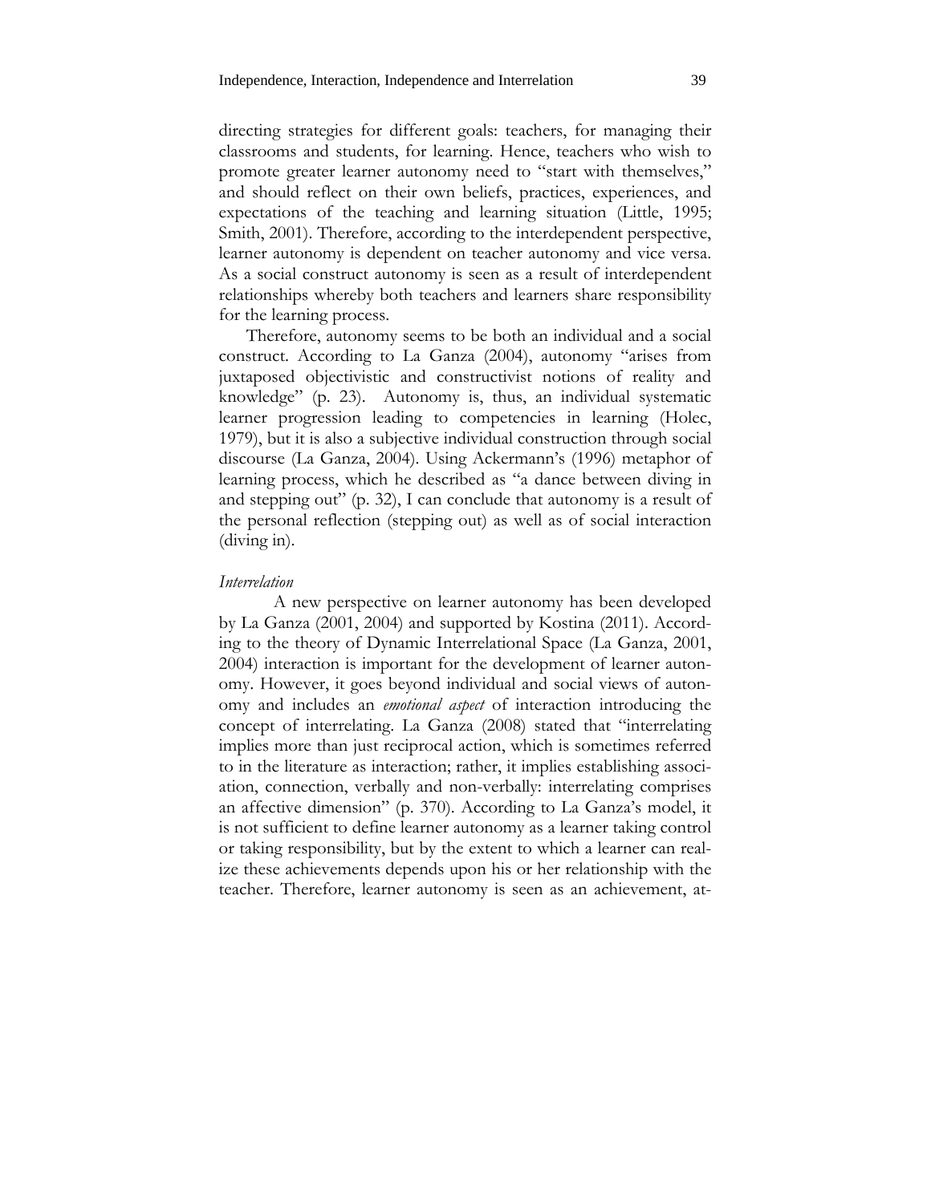directing strategies for different goals: teachers, for managing their classrooms and students, for learning. Hence, teachers who wish to promote greater learner autonomy need to "start with themselves," and should reflect on their own beliefs, practices, experiences, and expectations of the teaching and learning situation (Little, 1995; Smith, 2001). Therefore, according to the interdependent perspective, learner autonomy is dependent on teacher autonomy and vice versa. As a social construct autonomy is seen as a result of interdependent relationships whereby both teachers and learners share responsibility for the learning process.

Therefore, autonomy seems to be both an individual and a social construct. According to La Ganza (2004), autonomy "arises from juxtaposed objectivistic and constructivist notions of reality and knowledge" (p. 23). Autonomy is, thus, an individual systematic learner progression leading to competencies in learning (Holec, 1979), but it is also a subjective individual construction through social discourse (La Ganza, 2004). Using Ackermann's (1996) metaphor of learning process, which he described as "a dance between diving in and stepping out" (p. 32), I can conclude that autonomy is a result of the personal reflection (stepping out) as well as of social interaction (diving in).

*Interrelation*

A new perspective on learner autonomy has been developed by La Ganza (2001, 2004) and supported by Kostina (2011). According to the theory of Dynamic Interrelational Space (La Ganza, 2001, 2004) interaction is important for the development of learner autonomy. However, it goes beyond individual and social views of autonomy and includes an *emotional aspect* of interaction introducing the concept of interrelating. La Ganza (2008) stated that "interrelating implies more than just reciprocal action, which is sometimes referred to in the literature as interaction; rather, it implies establishing association, connection, verbally and non-verbally: interrelating comprises an affective dimension" (p. 370). According to La Ganza's model, it is not sufficient to define learner autonomy as a learner taking control or taking responsibility, but by the extent to which a learner can realize these achievements depends upon his or her relationship with the teacher. Therefore, learner autonomy is seen as an achievement, at-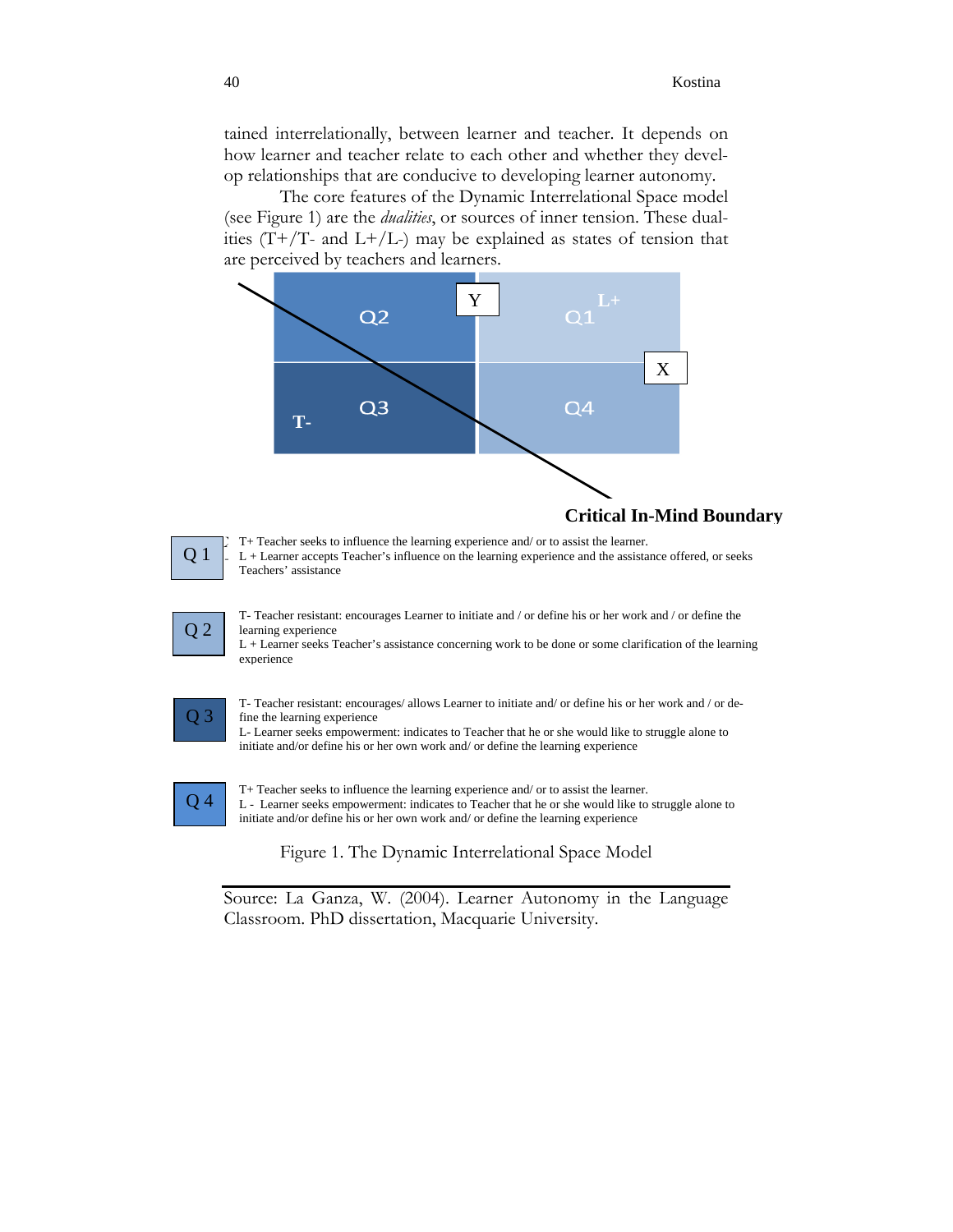tained interrelationally, between learner and teacher. It depends on how learner and teacher relate to each other and whether they develop relationships that are conducive to developing learner autonomy.

The core features of the Dynamic Interrelational Space model (see Figure 1) are the *dualities*, or sources of inner tension. These dualities (T+/T- and L+/L-) may be explained as states of tension that are perceived by teachers and learners.

Y

L+

Q2 | Q1

Q3 | Q4

X

T-

**Critical In-Mind Boundary**

Q 1
T+ Teacher seeks to influence the learning experience and/ or to assist the learner.
L + Learner accepts Teacher's influence on the learning experience and the assistance offered, or seeks Teachers' assistance

Q 2
T- Teacher resistant: encourages Learner to initiate and / or define his or her work and / or define the learning experience
L + Learner seeks Teacher's assistance concerning work to be done or some clarification of the learning experience

Q 3
T- Teacher resistant: encourages/ allows Learner to initiate and/ or define his or her work and / or define the learning experience
L- Learner seeks empowerment: indicates to Teacher that he or she would like to struggle alone to initiate and/or define his or her own work and/ or define the learning experience

Q 4
T+ Teacher seeks to influence the learning experience and/ or to assist the learner.
L - Learner seeks empowerment: indicates to Teacher that he or she would like to struggle alone to initiate and/or define his or her own work and/ or define the learning experience

Figure 1. The Dynamic Interrelational Space Model

Source: La Ganza, W. (2004). Learner Autonomy in the Language Classroom. PhD dissertation, Macquarie University.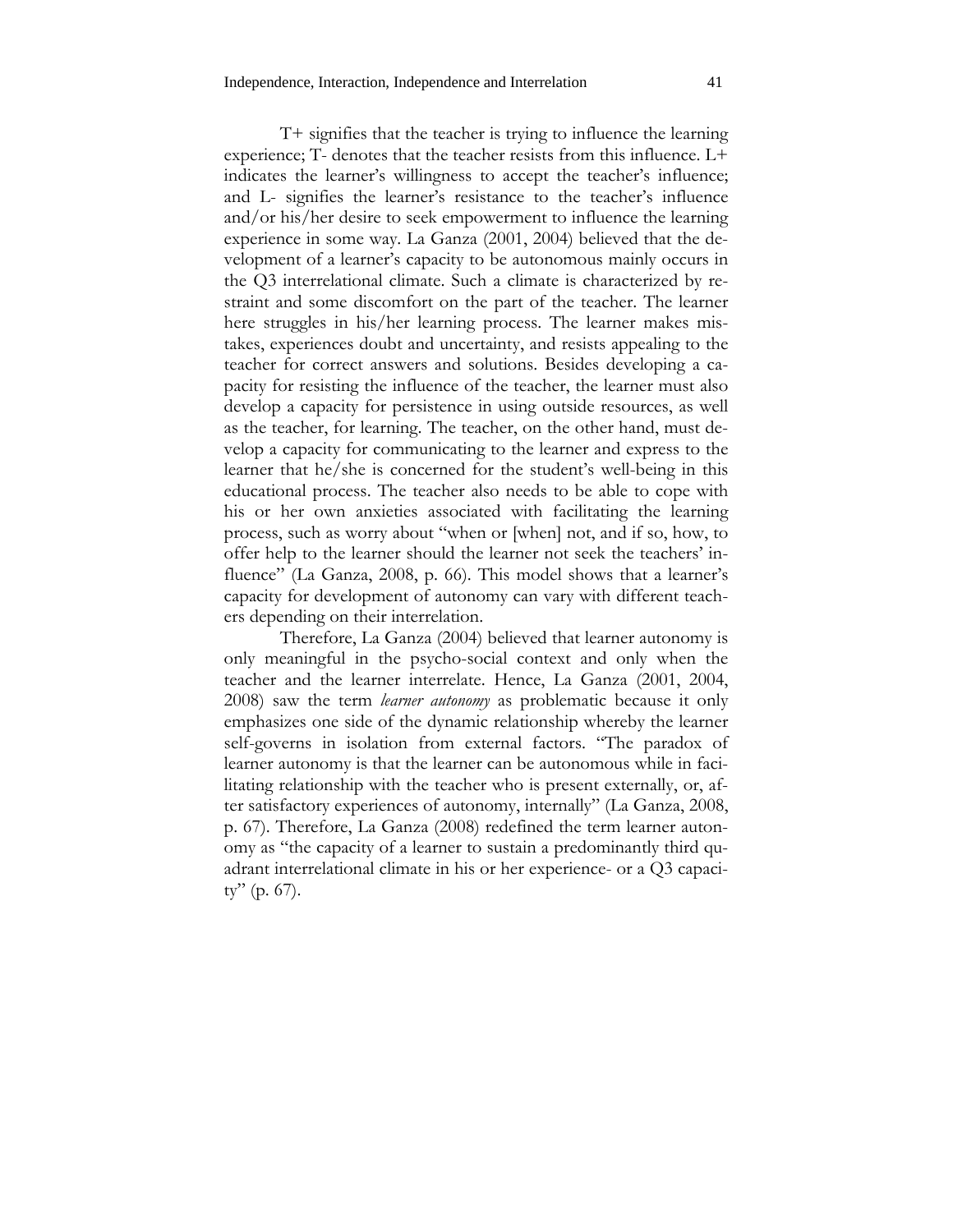T+ signifies that the teacher is trying to influence the learning experience; T- denotes that the teacher resists from this influence. L+ indicates the learner's willingness to accept the teacher's influence; and L- signifies the learner's resistance to the teacher's influence and/or his/her desire to seek empowerment to influence the learning experience in some way. La Ganza (2001, 2004) believed that the development of a learner's capacity to be autonomous mainly occurs in the Q3 interrelational climate. Such a climate is characterized by restraint and some discomfort on the part of the teacher. The learner here struggles in his/her learning process. The learner makes mistakes, experiences doubt and uncertainty, and resists appealing to the teacher for correct answers and solutions. Besides developing a capacity for resisting the influence of the teacher, the learner must also develop a capacity for persistence in using outside resources, as well as the teacher, for learning. The teacher, on the other hand, must develop a capacity for communicating to the learner and express to the learner that he/she is concerned for the student's well-being in this educational process. The teacher also needs to be able to cope with his or her own anxieties associated with facilitating the learning process, such as worry about "when or [when] not, and if so, how, to offer help to the learner should the learner not seek the teachers' influence" (La Ganza, 2008, p. 66). This model shows that a learner's capacity for development of autonomy can vary with different teachers depending on their interrelation.

Therefore, La Ganza (2004) believed that learner autonomy is only meaningful in the psycho-social context and only when the teacher and the learner interrelate. Hence, La Ganza (2001, 2004, 2008) saw the term *learner autonomy* as problematic because it only emphasizes one side of the dynamic relationship whereby the learner self-governs in isolation from external factors. "The paradox of learner autonomy is that the learner can be autonomous while in facilitating relationship with the teacher who is present externally, or, after satisfactory experiences of autonomy, internally" (La Ganza, 2008, p. 67). Therefore, La Ganza (2008) redefined the term learner autonomy as "the capacity of a learner to sustain a predominantly third quadrant interrelational climate in his or her experience- or a Q3 capacity" (p. 67).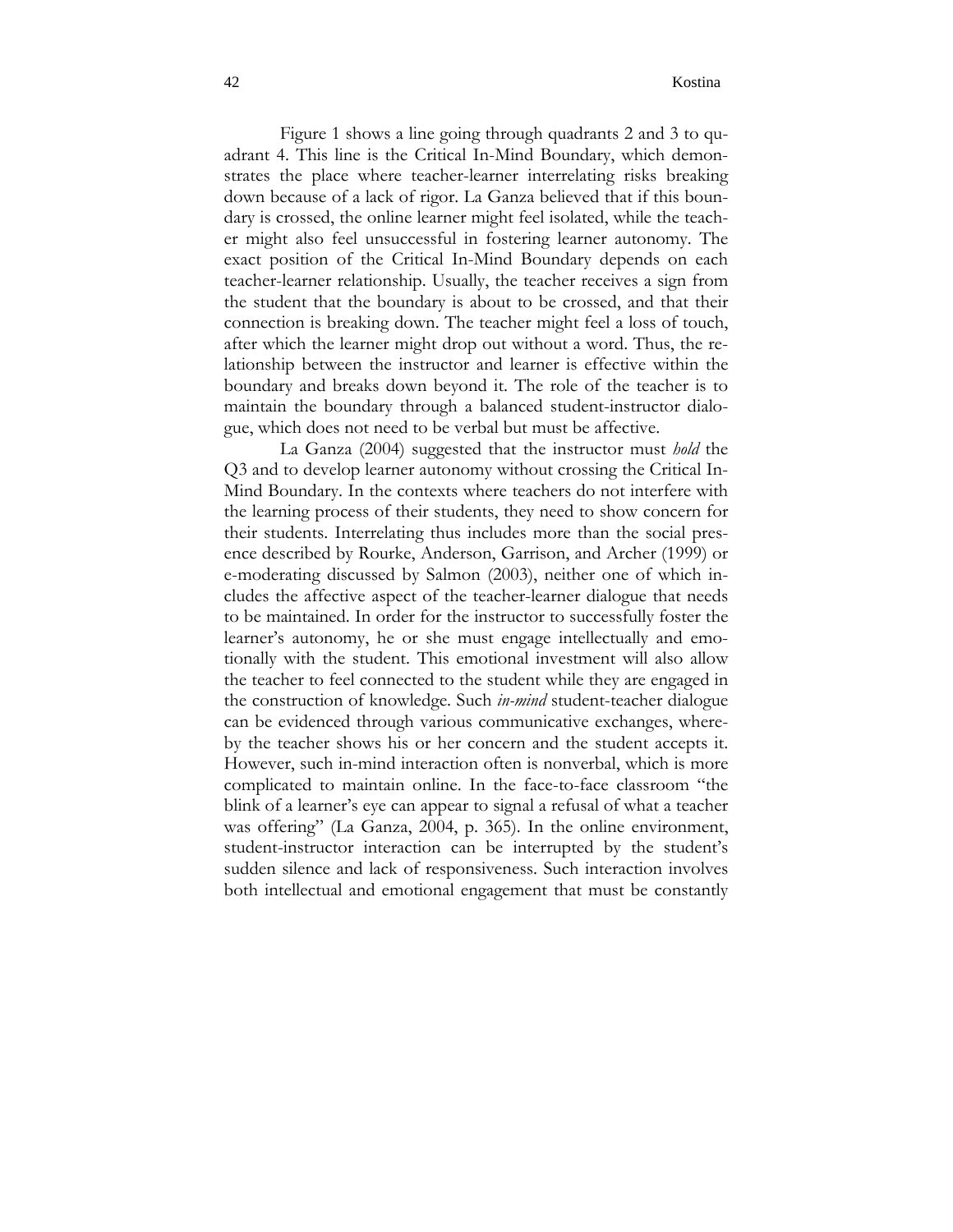Figure 1 shows a line going through quadrants 2 and 3 to quadrant 4. This line is the Critical In-Mind Boundary, which demonstrates the place where teacher-learner interrelating risks breaking down because of a lack of rigor. La Ganza believed that if this boundary is crossed, the online learner might feel isolated, while the teacher might also feel unsuccessful in fostering learner autonomy. The exact position of the Critical In-Mind Boundary depends on each teacher-learner relationship. Usually, the teacher receives a sign from the student that the boundary is about to be crossed, and that their connection is breaking down. The teacher might feel a loss of touch, after which the learner might drop out without a word. Thus, the relationship between the instructor and learner is effective within the boundary and breaks down beyond it. The role of the teacher is to maintain the boundary through a balanced student-instructor dialogue, which does not need to be verbal but must be affective.

La Ganza (2004) suggested that the instructor must *hold* the Q3 and to develop learner autonomy without crossing the Critical In-Mind Boundary. In the contexts where teachers do not interfere with the learning process of their students, they need to show concern for their students. Interrelating thus includes more than the social presence described by Rourke, Anderson, Garrison, and Archer (1999) or e-moderating discussed by Salmon (2003), neither one of which includes the affective aspect of the teacher-learner dialogue that needs to be maintained. In order for the instructor to successfully foster the learner's autonomy, he or she must engage intellectually and emotionally with the student. This emotional investment will also allow the teacher to feel connected to the student while they are engaged in the construction of knowledge. Such *in-mind* student-teacher dialogue can be evidenced through various communicative exchanges, whereby the teacher shows his or her concern and the student accepts it. However, such in-mind interaction often is nonverbal, which is more complicated to maintain online. In the face-to-face classroom "the blink of a learner's eye can appear to signal a refusal of what a teacher was offering" (La Ganza, 2004, p. 365). In the online environment, student-instructor interaction can be interrupted by the student's sudden silence and lack of responsiveness. Such interaction involves both intellectual and emotional engagement that must be constantly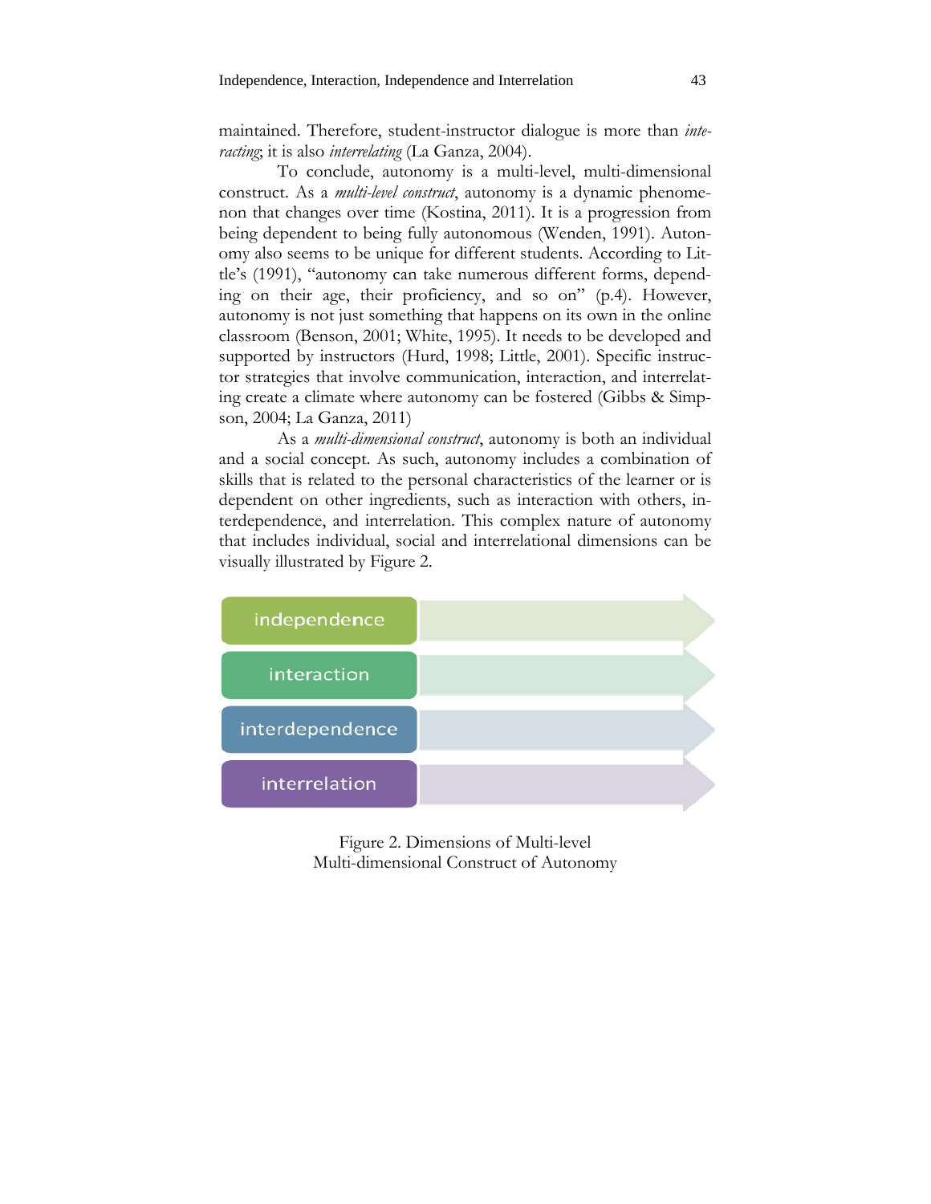maintained. Therefore, student-instructor dialogue is more than *interacting*; it is also *interrelating* (La Ganza, 2004).

To conclude, autonomy is a multi-level, multi-dimensional construct. As a *multi-level construct*, autonomy is a dynamic phenomenon that changes over time (Kostina, 2011). It is a progression from being dependent to being fully autonomous (Wenden, 1991). Autonomy also seems to be unique for different students. According to Little's (1991), "autonomy can take numerous different forms, depending on their age, their proficiency, and so on" (p.4). However, autonomy is not just something that happens on its own in the online classroom (Benson, 2001; White, 1995). It needs to be developed and supported by instructors (Hurd, 1998; Little, 2001). Specific instructor strategies that involve communication, interaction, and interrelating create a climate where autonomy can be fostered (Gibbs & Simpson, 2004; La Ganza, 2011)

As a *multi-dimensional construct*, autonomy is both an individual and a social concept. As such, autonomy includes a combination of skills that is related to the personal characteristics of the learner or is dependent on other ingredients, such as interaction with others, interdependence, and interrelation. This complex nature of autonomy that includes individual, social and interrelational dimensions can be visually illustrated by Figure 2.

- independence
- interaction
- interdependence
- interrelation

Figure 2. Dimensions of Multi-level Multi-dimensional Construct of Autonomy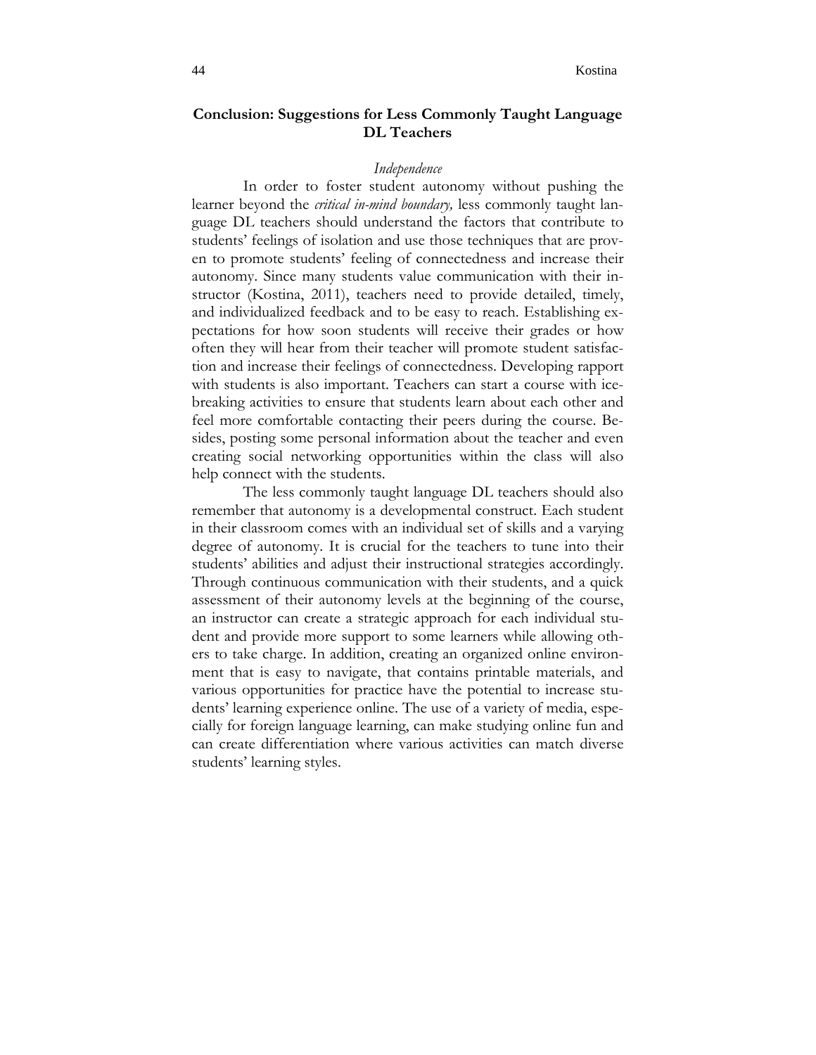## Conclusion: Suggestions for Less Commonly Taught Language DL Teachers

### *Independence*

In order to foster student autonomy without pushing the learner beyond the *critical in-mind boundary,* less commonly taught language DL teachers should understand the factors that contribute to students' feelings of isolation and use those techniques that are proven to promote students' feeling of connectedness and increase their autonomy. Since many students value communication with their instructor (Kostina, 2011), teachers need to provide detailed, timely, and individualized feedback and to be easy to reach. Establishing expectations for how soon students will receive their grades or how often they will hear from their teacher will promote student satisfaction and increase their feelings of connectedness. Developing rapport with students is also important. Teachers can start a course with icebreaking activities to ensure that students learn about each other and feel more comfortable contacting their peers during the course. Besides, posting some personal information about the teacher and even creating social networking opportunities within the class will also help connect with the students.

The less commonly taught language DL teachers should also remember that autonomy is a developmental construct. Each student in their classroom comes with an individual set of skills and a varying degree of autonomy. It is crucial for the teachers to tune into their students' abilities and adjust their instructional strategies accordingly. Through continuous communication with their students, and a quick assessment of their autonomy levels at the beginning of the course, an instructor can create a strategic approach for each individual student and provide more support to some learners while allowing others to take charge. In addition, creating an organized online environment that is easy to navigate, that contains printable materials, and various opportunities for practice have the potential to increase students' learning experience online. The use of a variety of media, especially for foreign language learning, can make studying online fun and can create differentiation where various activities can match diverse students' learning styles.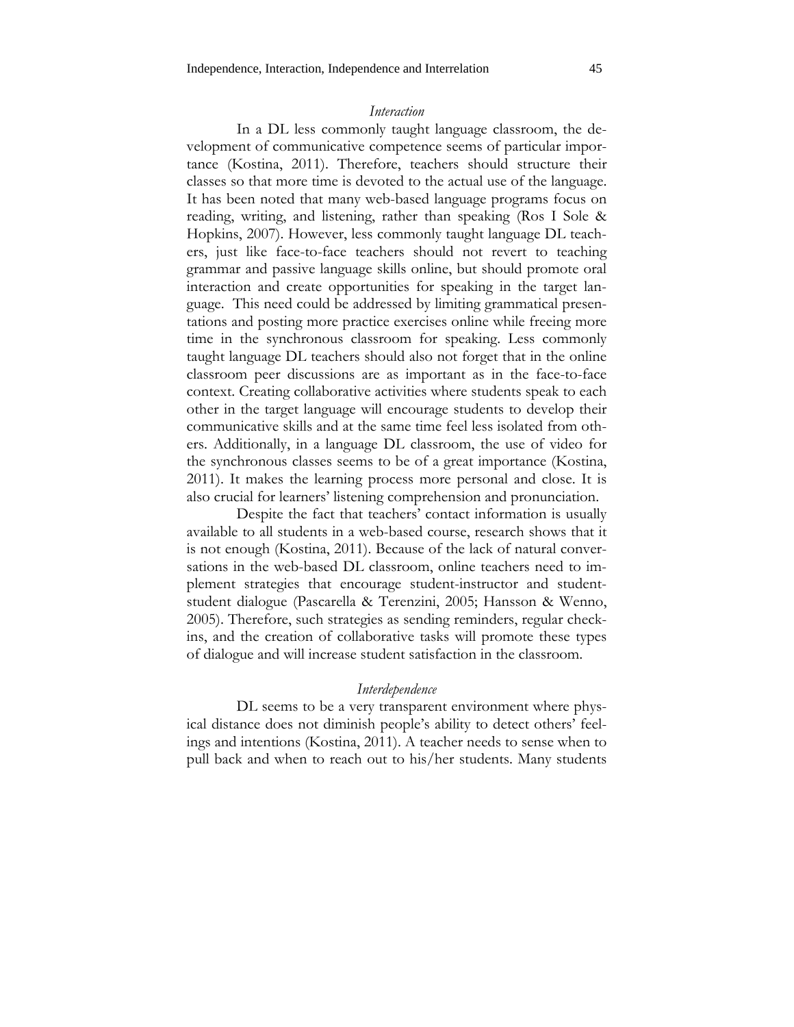### *Interaction*

In a DL less commonly taught language classroom, the development of communicative competence seems of particular importance (Kostina, 2011). Therefore, teachers should structure their classes so that more time is devoted to the actual use of the language. It has been noted that many web-based language programs focus on reading, writing, and listening, rather than speaking (Ros I Sole & Hopkins, 2007). However, less commonly taught language DL teachers, just like face-to-face teachers should not revert to teaching grammar and passive language skills online, but should promote oral interaction and create opportunities for speaking in the target language. This need could be addressed by limiting grammatical presentations and posting more practice exercises online while freeing more time in the synchronous classroom for speaking. Less commonly taught language DL teachers should also not forget that in the online classroom peer discussions are as important as in the face-to-face context. Creating collaborative activities where students speak to each other in the target language will encourage students to develop their communicative skills and at the same time feel less isolated from others. Additionally, in a language DL classroom, the use of video for the synchronous classes seems to be of a great importance (Kostina, 2011). It makes the learning process more personal and close. It is also crucial for learners' listening comprehension and pronunciation.

Despite the fact that teachers' contact information is usually available to all students in a web-based course, research shows that it is not enough (Kostina, 2011). Because of the lack of natural conversations in the web-based DL classroom, online teachers need to implement strategies that encourage student-instructor and student-student dialogue (Pascarella & Terenzini, 2005; Hansson & Wenno, 2005). Therefore, such strategies as sending reminders, regular check-ins, and the creation of collaborative tasks will promote these types of dialogue and will increase student satisfaction in the classroom.

### *Interdependence*

DL seems to be a very transparent environment where physical distance does not diminish people's ability to detect others' feelings and intentions (Kostina, 2011). A teacher needs to sense when to pull back and when to reach out to his/her students. Many students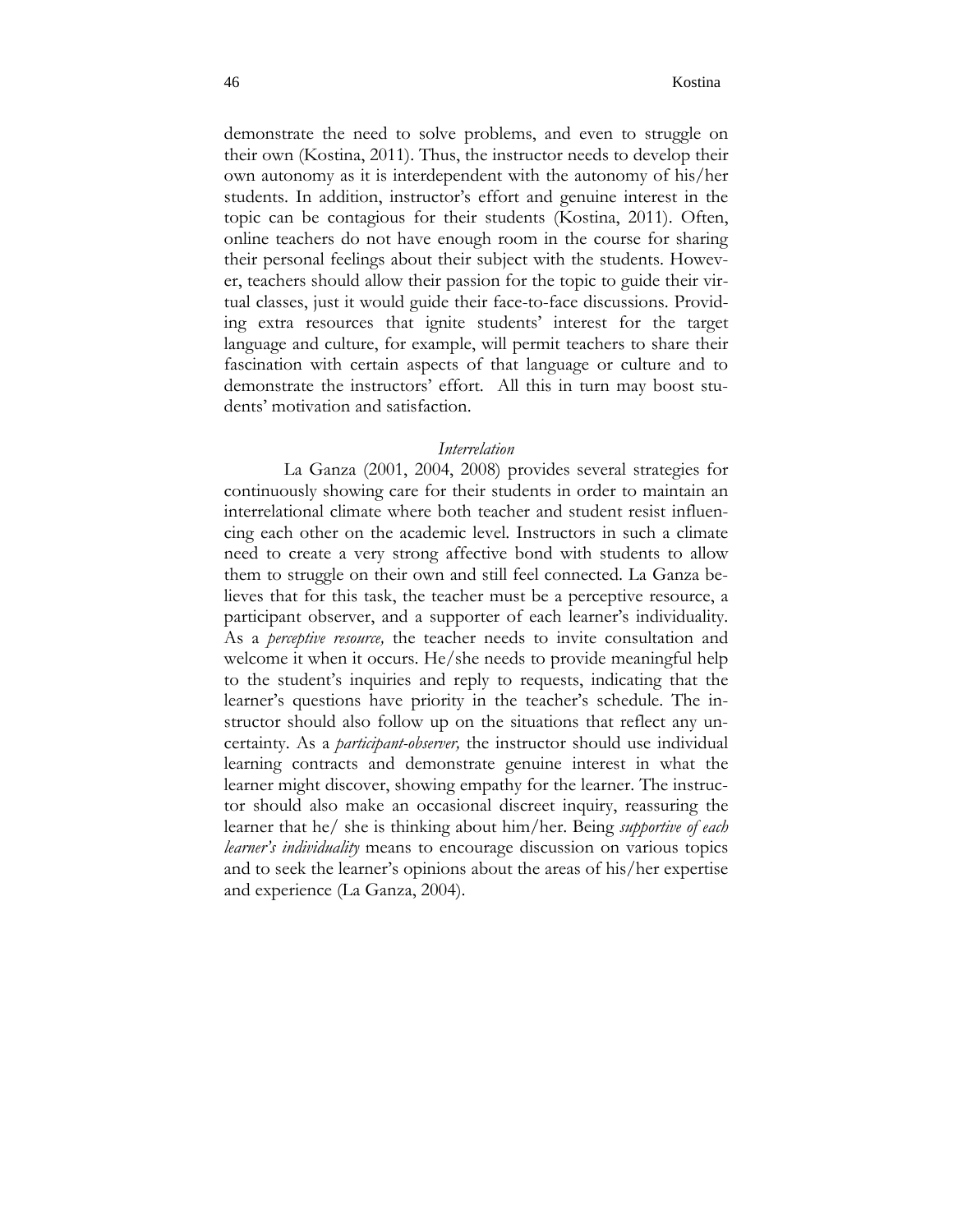demonstrate the need to solve problems, and even to struggle on their own (Kostina, 2011). Thus, the instructor needs to develop their own autonomy as it is interdependent with the autonomy of his/her students. In addition, instructor's effort and genuine interest in the topic can be contagious for their students (Kostina, 2011). Often, online teachers do not have enough room in the course for sharing their personal feelings about their subject with the students. However, teachers should allow their passion for the topic to guide their virtual classes, just it would guide their face-to-face discussions. Providing extra resources that ignite students' interest for the target language and culture, for example, will permit teachers to share their fascination with certain aspects of that language or culture and to demonstrate the instructors' effort. All this in turn may boost students' motivation and satisfaction.

### *Interrelation*

La Ganza (2001, 2004, 2008) provides several strategies for continuously showing care for their students in order to maintain an interrelational climate where both teacher and student resist influencing each other on the academic level. Instructors in such a climate need to create a very strong affective bond with students to allow them to struggle on their own and still feel connected. La Ganza believes that for this task, the teacher must be a perceptive resource, a participant observer, and a supporter of each learner's individuality. As a *perceptive resource,* the teacher needs to invite consultation and welcome it when it occurs. He/she needs to provide meaningful help to the student's inquiries and reply to requests, indicating that the learner's questions have priority in the teacher's schedule. The instructor should also follow up on the situations that reflect any uncertainty. As a *participant-observer,* the instructor should use individual learning contracts and demonstrate genuine interest in what the learner might discover, showing empathy for the learner. The instructor should also make an occasional discreet inquiry, reassuring the learner that he/ she is thinking about him/her. Being *supportive of each learner's individuality* means to encourage discussion on various topics and to seek the learner's opinions about the areas of his/her expertise and experience (La Ganza, 2004).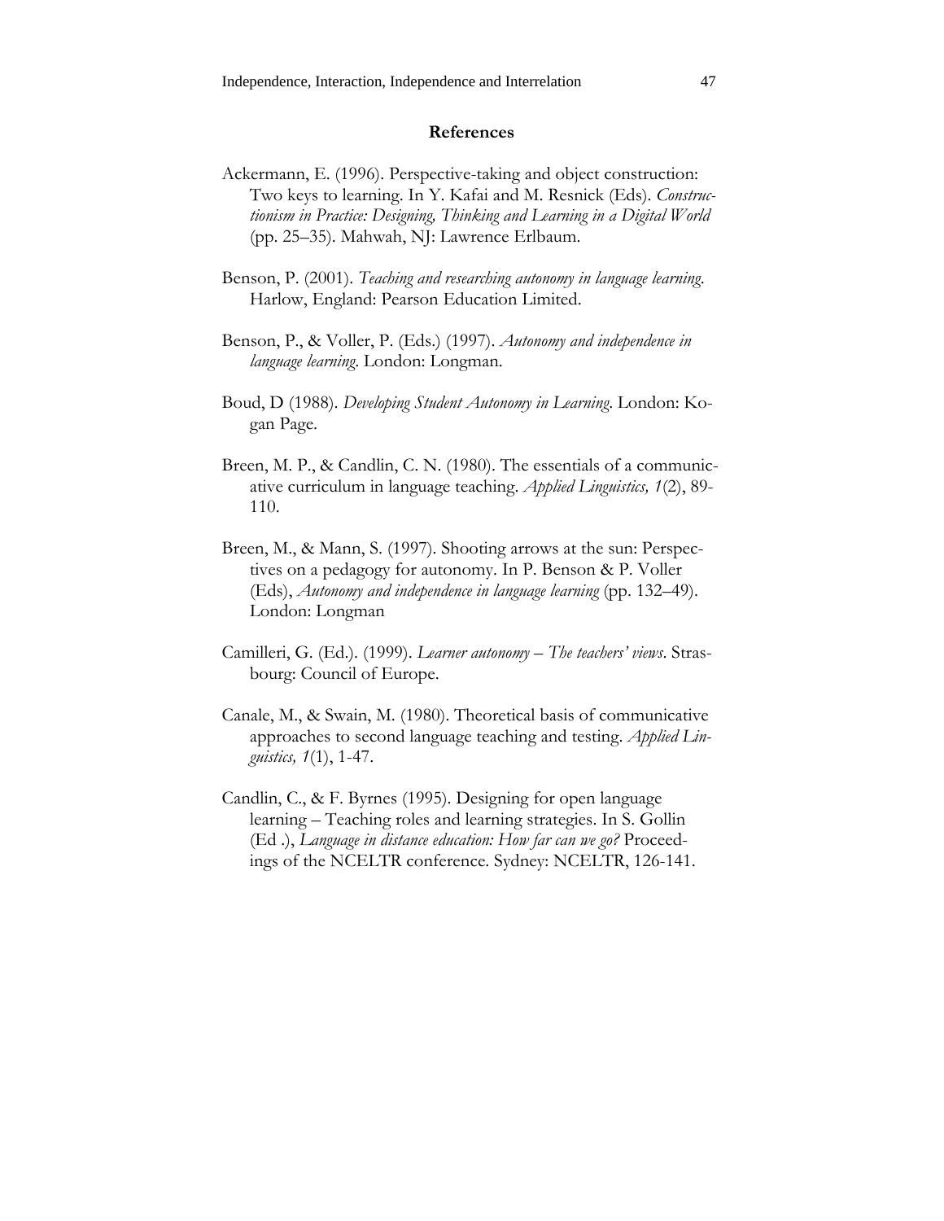## References

Ackermann, E. (1996). Perspective-taking and object construction: Two keys to learning. In Y. Kafai and M. Resnick (Eds). *Constructionism in Practice: Designing, Thinking and Learning in a Digital World* (pp. 25–35). Mahwah, NJ: Lawrence Erlbaum.

Benson, P. (2001). *Teaching and researching autonomy in language learning*. Harlow, England: Pearson Education Limited.

Benson, P., & Voller, P. (Eds.) (1997). *Autonomy and independence in language learning*. London: Longman.

Boud, D (1988). *Developing Student Autonomy in Learning*. London: Kogan Page.

Breen, M. P., & Candlin, C. N. (1980). The essentials of a communicative curriculum in language teaching. *Applied Linguistics, 1*(2), 89-110.

Breen, M., & Mann, S. (1997). Shooting arrows at the sun: Perspectives on a pedagogy for autonomy. In P. Benson & P. Voller (Eds), *Autonomy and independence in language learning* (pp. 132–49). London: Longman

Camilleri, G. (Ed.). (1999). *Learner autonomy – The teachers' views*. Strasbourg: Council of Europe.

Canale, M., & Swain, M. (1980). Theoretical basis of communicative approaches to second language teaching and testing. *Applied Linguistics, 1*(1), 1-47.

Candlin, C., & F. Byrnes (1995). Designing for open language learning – Teaching roles and learning strategies. In S. Gollin (Ed .), *Language in distance education: How far can we go?* Proceedings of the NCELTR conference. Sydney: NCELTR, 126-141.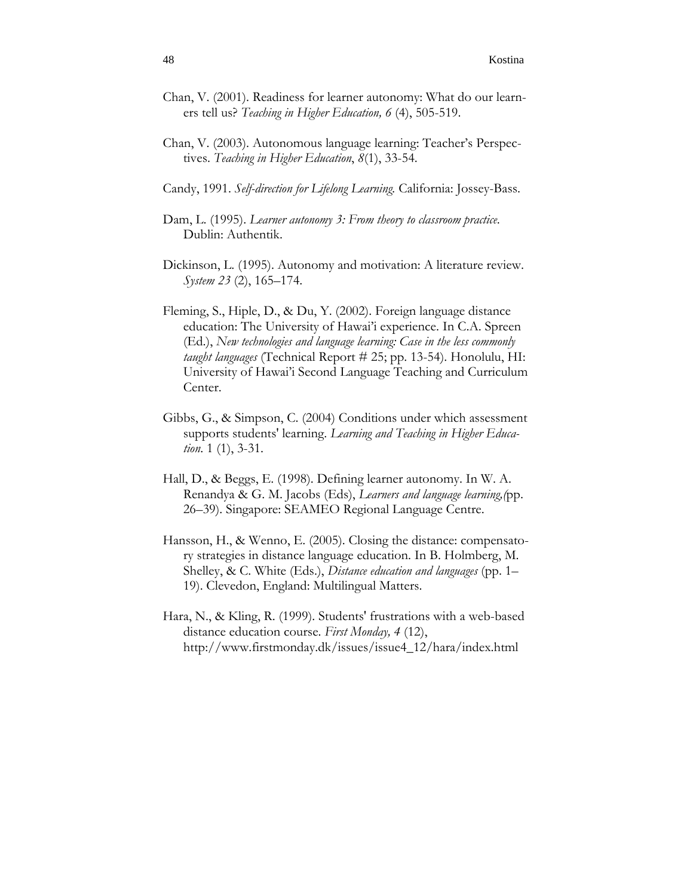Chan, V. (2001). Readiness for learner autonomy: What do our learners tell us? *Teaching in Higher Education, 6* (4), 505-519.

Chan, V. (2003). Autonomous language learning: Teacher's Perspectives. *Teaching in Higher Education*, *8*(1), 33-54.

Candy, 1991. *Self-direction for Lifelong Learning.* California: Jossey-Bass.

Dam, L. (1995). *Learner autonomy 3: From theory to classroom practice*. Dublin: Authentik.

Dickinson, L. (1995). Autonomy and motivation: A literature review. *System 23* (2), 165–174.

Fleming, S., Hiple, D., & Du, Y. (2002). Foreign language distance education: The University of Hawai'i experience. In C.A. Spreen (Ed.), *New technologies and language learning: Case in the less commonly taught languages* (Technical Report # 25; pp. 13-54). Honolulu, HI: University of Hawai'i Second Language Teaching and Curriculum Center.

Gibbs, G., & Simpson, C. (2004) Conditions under which assessment supports students' learning. *Learning and Teaching in Higher Education*. 1 (1), 3-31.

Hall, D., & Beggs, E. (1998). Defining learner autonomy. In W. A. Renandya & G. M. Jacobs (Eds), *Learners and language learning,(*pp. 26–39). Singapore: SEAMEO Regional Language Centre.

Hansson, H., & Wenno, E. (2005). Closing the distance: compensatory strategies in distance language education. In B. Holmberg, M. Shelley, & C. White (Eds.), *Distance education and languages* (pp. 1–19). Clevedon, England: Multilingual Matters.

Hara, N., & Kling, R. (1999). Students' frustrations with a web-based distance education course. *First Monday, 4* (12), http://www.firstmonday.dk/issues/issue4_12/hara/index.html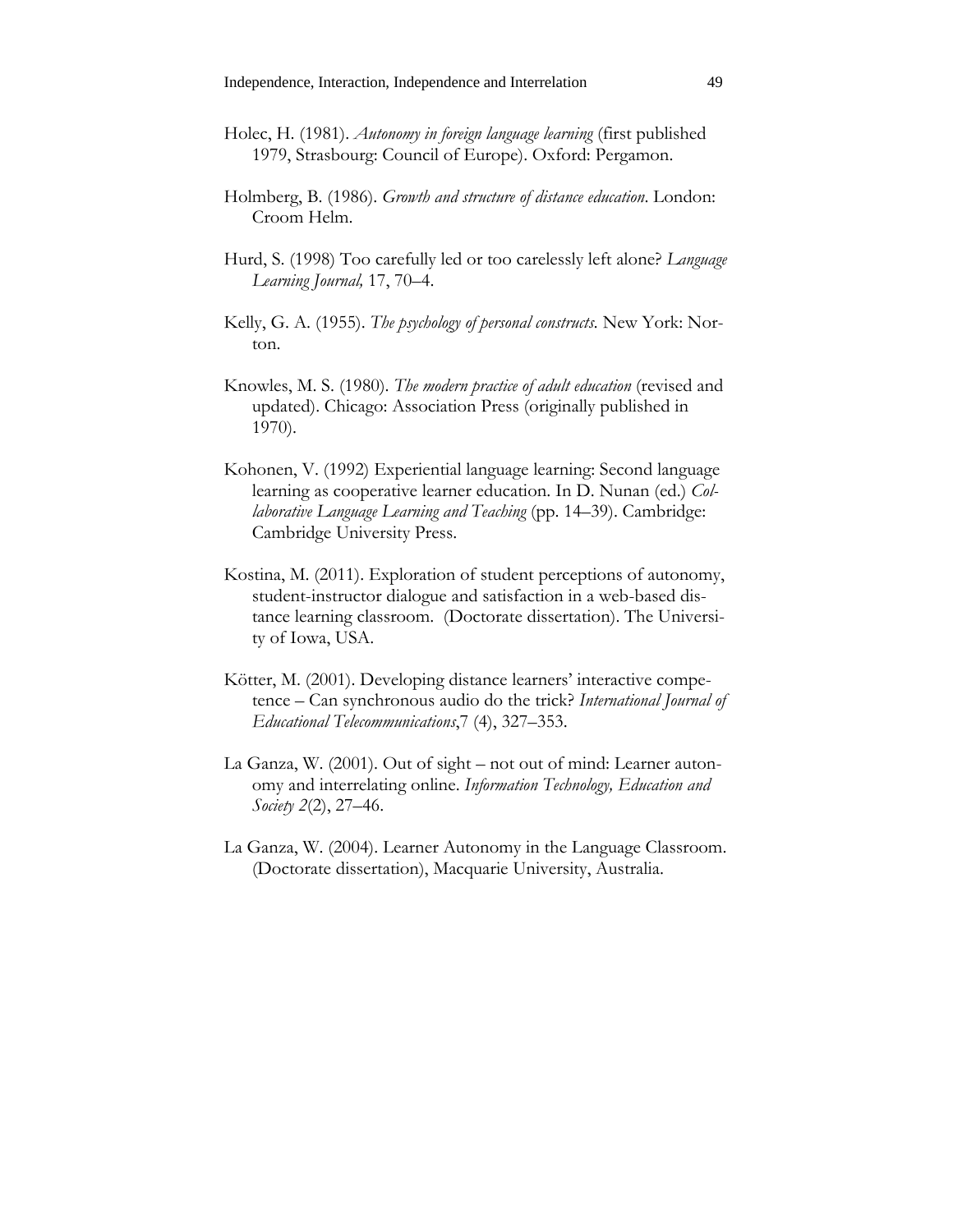Holec, H. (1981). *Autonomy in foreign language learning* (first published 1979, Strasbourg: Council of Europe). Oxford: Pergamon.

Holmberg, B. (1986). *Growth and structure of distance education*. London: Croom Helm.

Hurd, S. (1998) Too carefully led or too carelessly left alone? *Language Learning Journal,* 17, 70–4.

Kelly, G. A. (1955). *The psychology of personal constructs.* New York: Norton.

Knowles, M. S. (1980). *The modern practice of adult education* (revised and updated). Chicago: Association Press (originally published in 1970).

Kohonen, V. (1992) Experiential language learning: Second language learning as cooperative learner education. In D. Nunan (ed.) *Collaborative Language Learning and Teaching* (pp. 14–39). Cambridge: Cambridge University Press.

Kostina, M. (2011). Exploration of student perceptions of autonomy, student-instructor dialogue and satisfaction in a web-based distance learning classroom. (Doctorate dissertation). The University of Iowa, USA.

Kötter, M. (2001). Developing distance learners' interactive competence – Can synchronous audio do the trick? *International Journal of Educational Telecommunications*,7 (4), 327–353.

La Ganza, W. (2001). Out of sight – not out of mind: Learner autonomy and interrelating online. *Information Technology, Education and Society 2*(2), 27–46.

La Ganza, W. (2004). Learner Autonomy in the Language Classroom. (Doctorate dissertation), Macquarie University, Australia.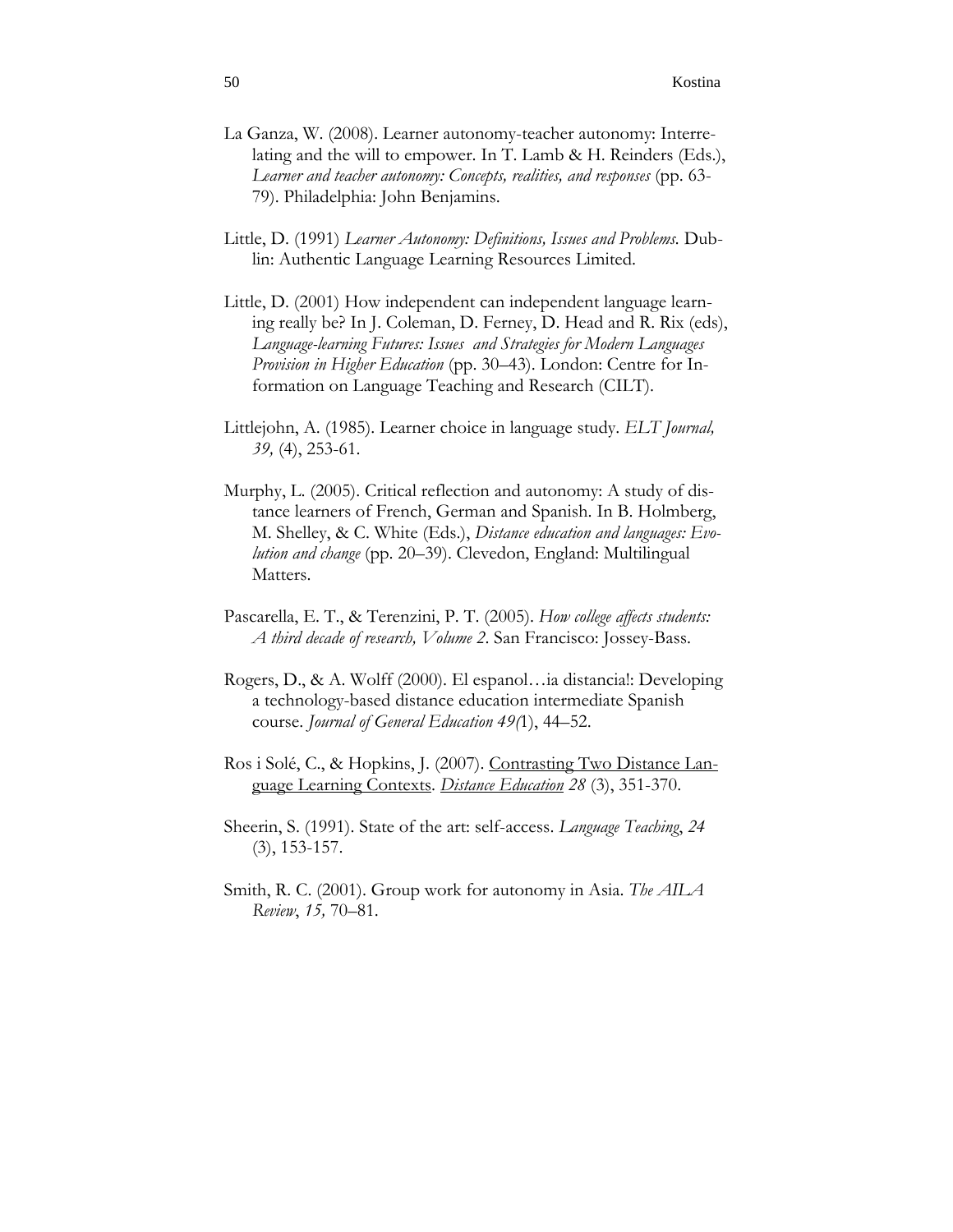La Ganza, W. (2008). Learner autonomy-teacher autonomy: Interrelating and the will to empower. In T. Lamb & H. Reinders (Eds.), *Learner and teacher autonomy: Concepts, realities, and responses* (pp. 63-79). Philadelphia: John Benjamins.

Little, D. (1991) *Learner Autonomy: Definitions, Issues and Problems.* Dublin: Authentic Language Learning Resources Limited.

Little, D. (2001) How independent can independent language learning really be? In J. Coleman, D. Ferney, D. Head and R. Rix (eds), *Language-learning Futures: Issues and Strategies for Modern Languages Provision in Higher Education* (pp. 30–43). London: Centre for Information on Language Teaching and Research (CILT).

Littlejohn, A. (1985). Learner choice in language study. *ELT Journal, 39,* (4), 253-61.

Murphy, L. (2005). Critical reflection and autonomy: A study of distance learners of French, German and Spanish. In B. Holmberg, M. Shelley, & C. White (Eds.), *Distance education and languages: Evolution and change* (pp. 20–39). Clevedon, England: Multilingual Matters.

Pascarella, E. T., & Terenzini, P. T. (2005). *How college affects students: A third decade of research, Volume 2*. San Francisco: Jossey-Bass.

Rogers, D., & A. Wolff (2000). El espanol…ia distancia!: Developing a technology-based distance education intermediate Spanish course. *Journal of General Education 49(*1), 44–52.

Ros i Solé, C., & Hopkins, J. (2007). Contrasting Two Distance Language Learning Contexts. *Distance Education 28* (3), 351-370.

Sheerin, S. (1991). State of the art: self-access. *Language Teaching*, *24* (3), 153-157.

Smith, R. C. (2001). Group work for autonomy in Asia. *The AILA Review*, *15,* 70–81.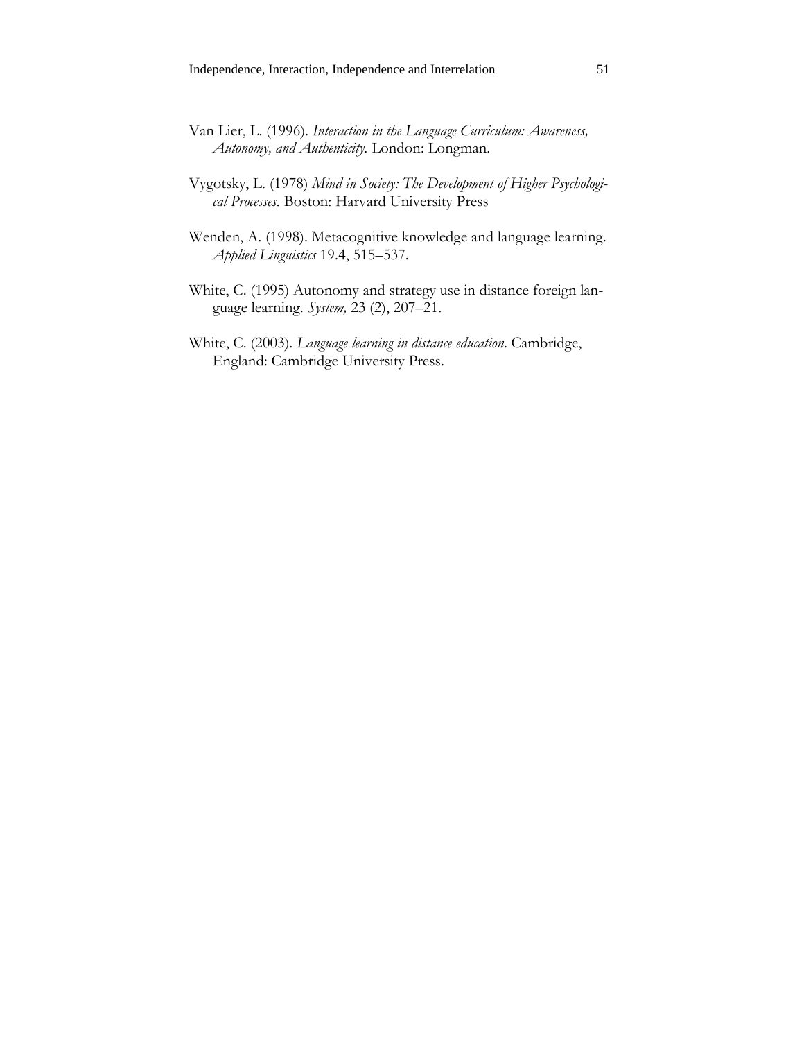Van Lier, L. (1996). *Interaction in the Language Curriculum: Awareness, Autonomy, and Authenticity.* London: Longman.

Vygotsky, L. (1978) *Mind in Society: The Development of Higher Psychological Processes.* Boston: Harvard University Press

Wenden, A. (1998). Metacognitive knowledge and language learning. *Applied Linguistics* 19.4, 515–537.

White, C. (1995) Autonomy and strategy use in distance foreign language learning. *System,* 23 (2), 207–21.

White, C. (2003). *Language learning in distance education*. Cambridge, England: Cambridge University Press.